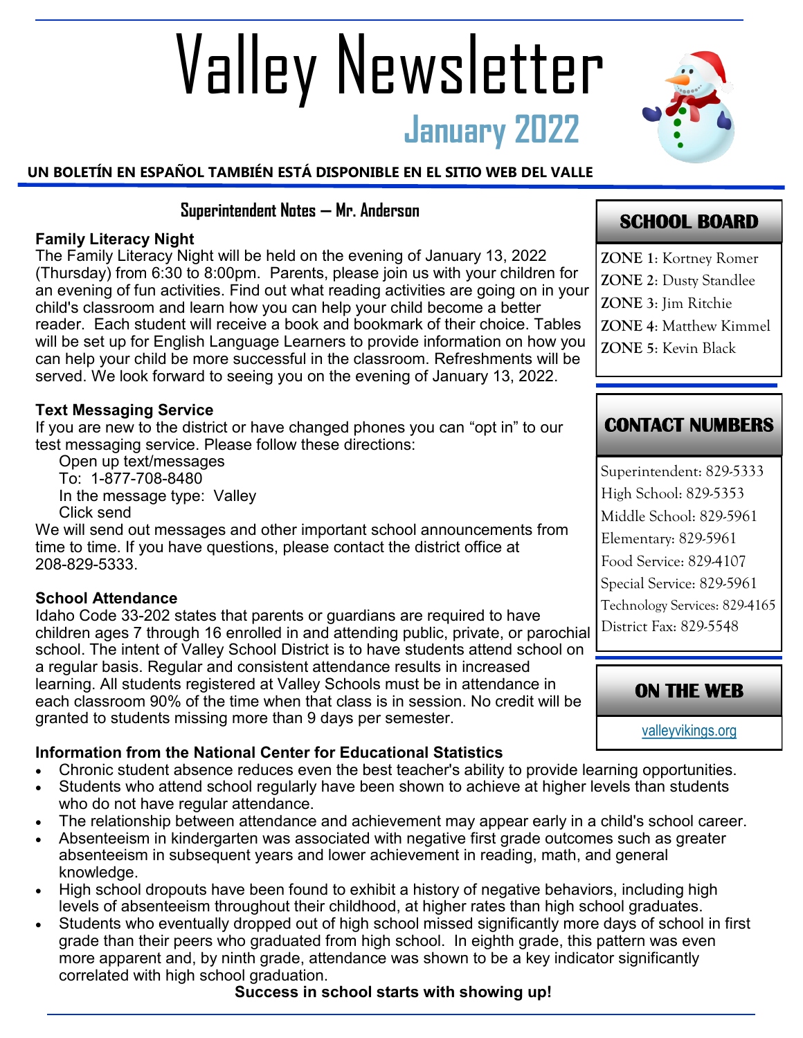# Valley Newsletter

## January 2022

**UN BOLETÍN EN ESPAÑOL TAMBIÉN ESTÁ DISPONIBLE EN EL SITIO WEB DEL VALLE**

## Superintendent Notes — Mr. Anderson

### Family Literacy Night

The Family Literacy Night will be held on the evening of January 13, 2022 (Thursday) from 6:30 to 8:00pm. Parents, please join us with your children for an evening of fun activities. Find out what reading activities are going on in your child's classroom and learn how you can help your child become a better reader. Each student will receive a book and bookmark of their choice. Tables will be set up for English Language Learners to provide information on how you can help your child be more successful in the classroom. Refreshments will be served. We look forward to seeing you on the evening of January 13, 2022.

### Text Messaging Service

If you are new to the district or have changed phones you can "opt in" to our test messaging service. Please follow these directions:

Open up text/messages
To: 1-877-708-8480
In the message type: Valley
Click send

We will send out messages and other important school announcements from time to time. If you have questions, please contact the district office at 208-829-5333.

### School Attendance

Idaho Code 33-202 states that parents or guardians are required to have children ages 7 through 16 enrolled in and attending public, private, or parochial school. The intent of Valley School District is to have students attend school on a regular basis. Regular and consistent attendance results in increased learning. All students registered at Valley Schools must be in attendance in each classroom 90% of the time when that class is in session. No credit will be granted to students missing more than 9 days per semester.

### Information from the National Center for Educational Statistics

- Chronic student absence reduces even the best teacher's ability to provide learning opportunities.
- Students who attend school regularly have been shown to achieve at higher levels than students who do not have regular attendance.
- The relationship between attendance and achievement may appear early in a child's school career.
- Absenteeism in kindergarten was associated with negative first grade outcomes such as greater absenteeism in subsequent years and lower achievement in reading, math, and general knowledge.
- High school dropouts have been found to exhibit a history of negative behaviors, including high levels of absenteeism throughout their childhood, at higher rates than high school graduates.
- Students who eventually dropped out of high school missed significantly more days of school in first grade than their peers who graduated from high school. In eighth grade, this pattern was even more apparent and, by ninth grade, attendance was shown to be a key indicator significantly correlated with high school graduation.

**Success in school starts with showing up!**

## SCHOOL BOARD

**ZONE 1**: Kortney Romer
**ZONE 2**: Dusty Standlee
**ZONE 3**: Jim Ritchie
**ZONE 4**: Matthew Kimmel
**ZONE 5**: Kevin Black

## CONTACT NUMBERS

Superintendent: 829-5333
High School: 829-5353
Middle School: 829-5961
Elementary: 829-5961
Food Service: 829-4107
Special Service: 829-5961
Technology Services: 829-4165
District Fax: 829-5548

## ON THE WEB

valleyvikings.org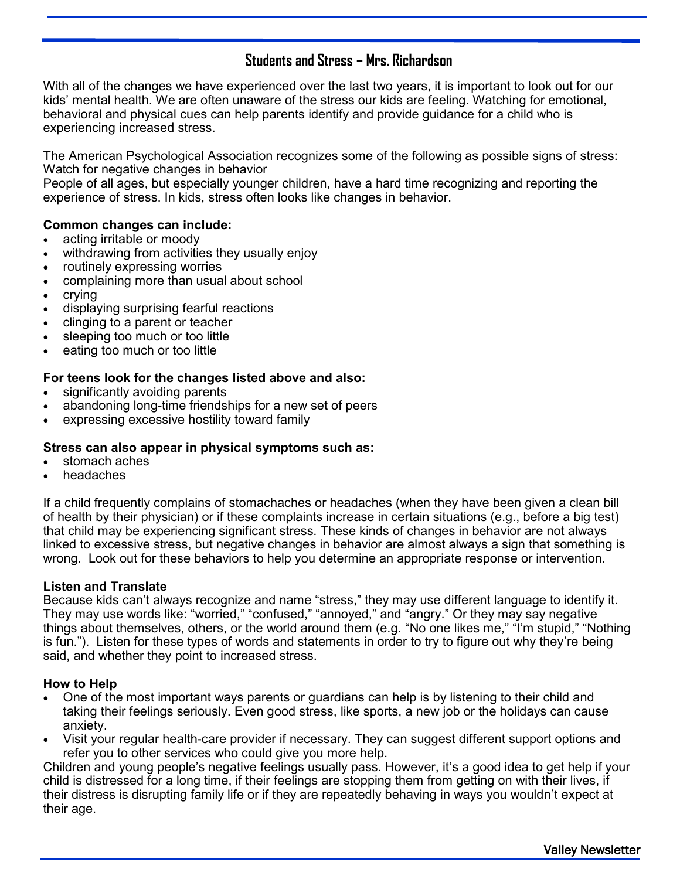## Students and Stress – Mrs. Richardson

With all of the changes we have experienced over the last two years, it is important to look out for our kids' mental health. We are often unaware of the stress our kids are feeling. Watching for emotional, behavioral and physical cues can help parents identify and provide guidance for a child who is experiencing increased stress.

The American Psychological Association recognizes some of the following as possible signs of stress: Watch for negative changes in behavior
People of all ages, but especially younger children, have a hard time recognizing and reporting the experience of stress. In kids, stress often looks like changes in behavior.

**Common changes can include:**

- acting irritable or moody
- withdrawing from activities they usually enjoy
- routinely expressing worries
- complaining more than usual about school
- crying
- displaying surprising fearful reactions
- clinging to a parent or teacher
- sleeping too much or too little
- eating too much or too little

**For teens look for the changes listed above and also:**

- significantly avoiding parents
- abandoning long-time friendships for a new set of peers
- expressing excessive hostility toward family

**Stress can also appear in physical symptoms such as:**

- stomach aches
- headaches

If a child frequently complains of stomachaches or headaches (when they have been given a clean bill of health by their physician) or if these complaints increase in certain situations (e.g., before a big test) that child may be experiencing significant stress. These kinds of changes in behavior are not always linked to excessive stress, but negative changes in behavior are almost always a sign that something is wrong. Look out for these behaviors to help you determine an appropriate response or intervention.

**Listen and Translate**
Because kids can't always recognize and name "stress," they may use different language to identify it. They may use words like: "worried," "confused," "annoyed," and "angry." Or they may say negative things about themselves, others, or the world around them (e.g. "No one likes me," "I'm stupid," "Nothing is fun."). Listen for these types of words and statements in order to try to figure out why they're being said, and whether they point to increased stress.

**How to Help**

- One of the most important ways parents or guardians can help is by listening to their child and taking their feelings seriously. Even good stress, like sports, a new job or the holidays can cause anxiety.
- Visit your regular health-care provider if necessary. They can suggest different support options and refer you to other services who could give you more help.

Children and young people's negative feelings usually pass. However, it's a good idea to get help if your child is distressed for a long time, if their feelings are stopping them from getting on with their lives, if their distress is disrupting family life or if they are repeatedly behaving in ways you wouldn't expect at their age.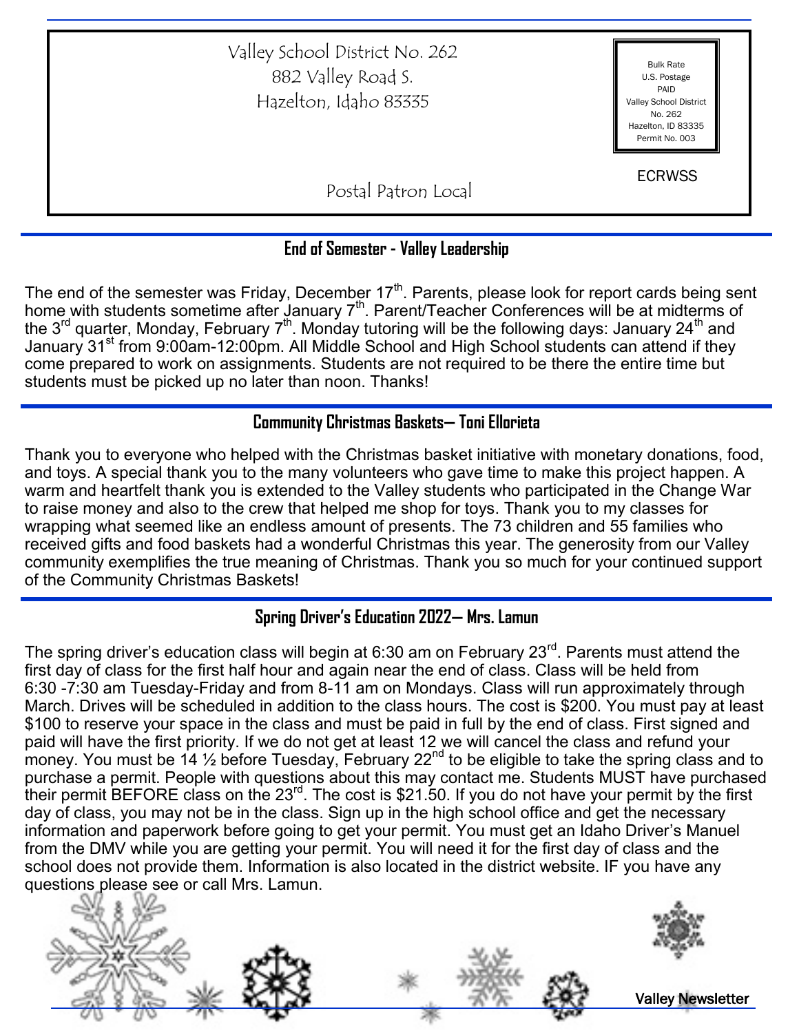Valley School District No. 262
882 Valley Road S.
Hazelton, Idaho 83335

Bulk Rate
U.S. Postage
PAID
Valley School District
No. 262
Hazelton, ID 83335
Permit No. 003

ECRWSS

Postal Patron Local

## End of Semester - Valley Leadership

The end of the semester was Friday, December 17th. Parents, please look for report cards being sent home with students sometime after January 7th. Parent/Teacher Conferences will be at midterms of the 3rd quarter, Monday, February 7th. Monday tutoring will be the following days: January 24th and January 31st from 9:00am-12:00pm. All Middle School and High School students can attend if they come prepared to work on assignments. Students are not required to be there the entire time but students must be picked up no later than noon. Thanks!

## Community Christmas Baskets— Toni Ellorieta

Thank you to everyone who helped with the Christmas basket initiative with monetary donations, food, and toys. A special thank you to the many volunteers who gave time to make this project happen. A warm and heartfelt thank you is extended to the Valley students who participated in the Change War to raise money and also to the crew that helped me shop for toys. Thank you to my classes for wrapping what seemed like an endless amount of presents. The 73 children and 55 families who received gifts and food baskets had a wonderful Christmas this year. The generosity from our Valley community exemplifies the true meaning of Christmas. Thank you so much for your continued support of the Community Christmas Baskets!

## Spring Driver's Education 2022— Mrs. Lamun

The spring driver's education class will begin at 6:30 am on February 23rd. Parents must attend the first day of class for the first half hour and again near the end of class. Class will be held from 6:30 -7:30 am Tuesday-Friday and from 8-11 am on Mondays. Class will run approximately through March. Drives will be scheduled in addition to the class hours. The cost is $200. You must pay at least $100 to reserve your space in the class and must be paid in full by the end of class. First signed and paid will have the first priority. If we do not get at least 12 we will cancel the class and refund your money. You must be 14 ½ before Tuesday, February 22nd to be eligible to take the spring class and to purchase a permit. People with questions about this may contact me. Students MUST have purchased their permit BEFORE class on the 23rd. The cost is $21.50. If you do not have your permit by the first day of class, you may not be in the class. Sign up in the high school office and get the necessary information and paperwork before going to get your permit. You must get an Idaho Driver's Manuel from the DMV while you are getting your permit. You will need it for the first day of class and the school does not provide them. Information is also located in the district website. IF you have any questions please see or call Mrs. Lamun.